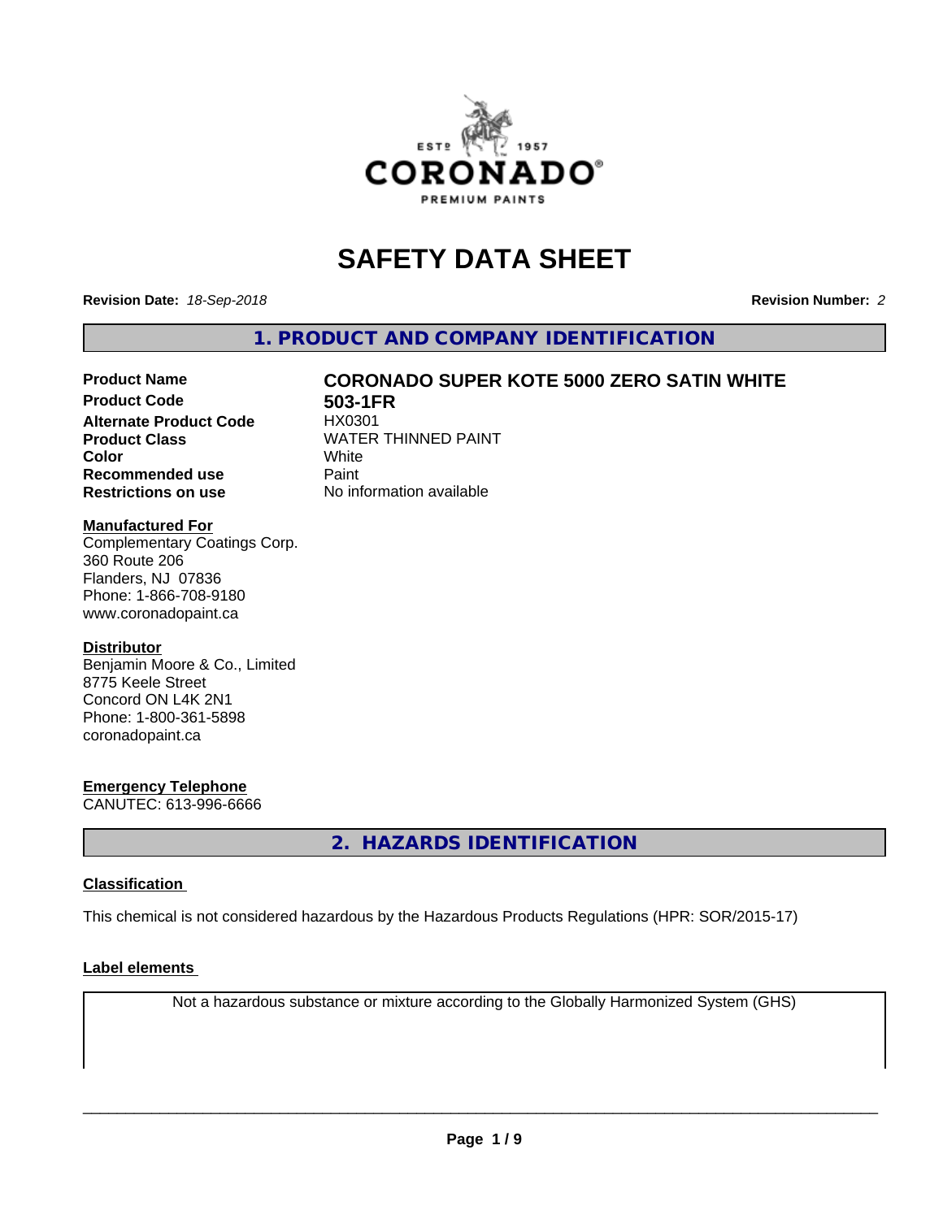# SAFETY DATA SHEET

**Revision Date:** *18-Sep-2018* **Revision Number:** *2*

## 1. PRODUCT AND COMPANY IDENTIFICATION

| | |
|---|---|
| **Product Name** | **CORONADO SUPER KOTE 5000 ZERO SATIN WHITE** |
| **Product Code** | **503-1FR** |
| **Alternate Product Code** | HX0301 |
| **Product Class** | WATER THINNED PAINT |
| **Color** | White |
| **Recommended use** | Paint |
| **Restrictions on use** | No information available |

**Manufactured For**
Complementary Coatings Corp.
360 Route 206
Flanders, NJ 07836
Phone: 1-866-708-9180
www.coronadopaint.ca

**Distributor**
Benjamin Moore & Co., Limited
8775 Keele Street
Concord ON L4K 2N1
Phone: 1-800-361-5898
coronadopaint.ca

**Emergency Telephone**
CANUTEC: 613-996-6666

## 2. HAZARDS IDENTIFICATION

**Classification**

This chemical is not considered hazardous by the Hazardous Products Regulations (HPR: SOR/2015-17)

**Label elements**

Not a hazardous substance or mixture according to the Globally Harmonized System (GHS)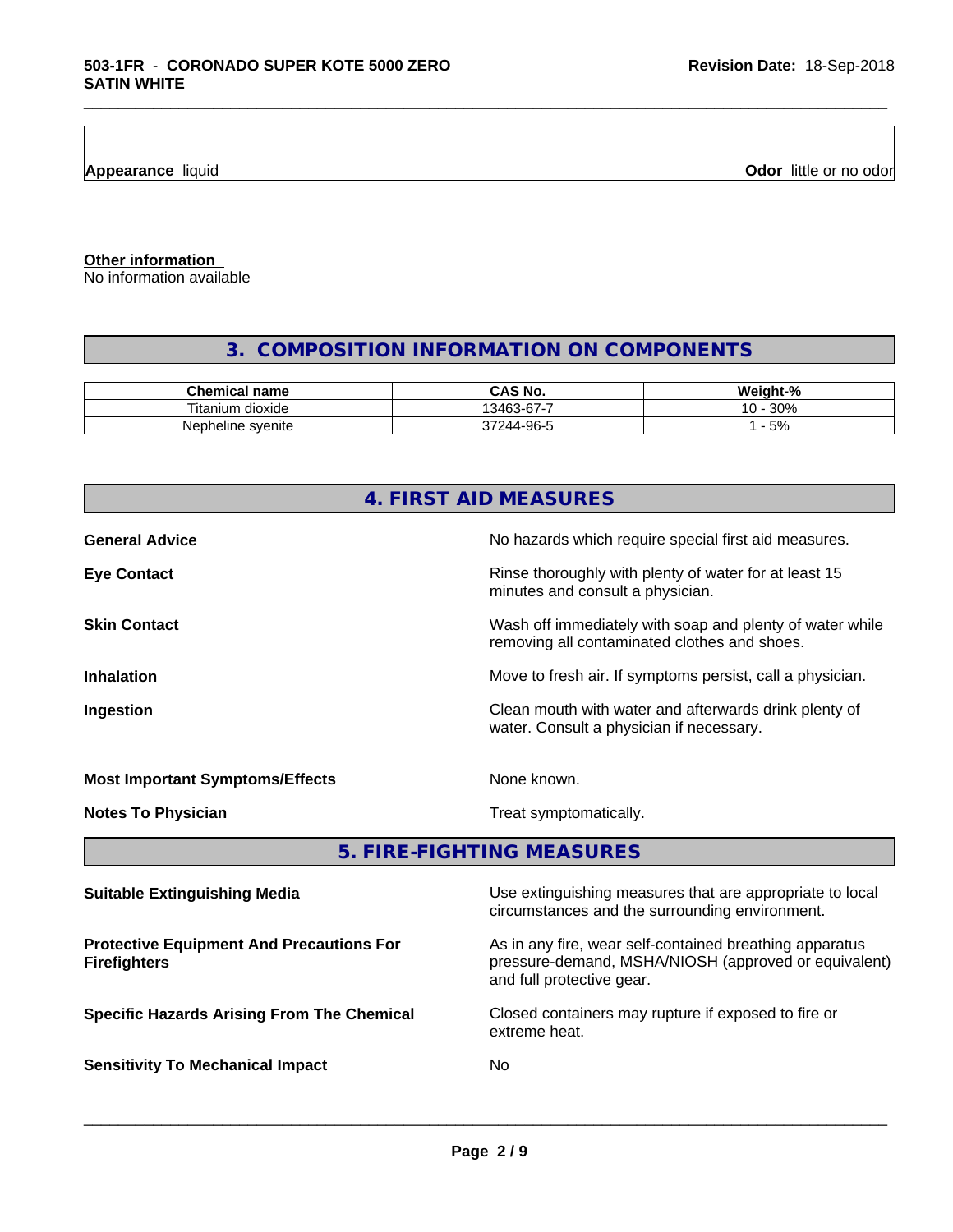**Appearance** liquid

**Odor** little or no odor

**Other information**
No information available

## 3. COMPOSITION INFORMATION ON COMPONENTS

| Chemical name | CAS No. | Weight-% |
|---|---|---|
| Titanium dioxide | 13463-67-7 | 10 - 30% |
| Nepheline syenite | 37244-96-5 | 1 - 5% |

## 4. FIRST AID MEASURES

**General Advice** No hazards which require special first aid measures.

**Eye Contact** Rinse thoroughly with plenty of water for at least 15 minutes and consult a physician.

**Skin Contact** Wash off immediately with soap and plenty of water while removing all contaminated clothes and shoes.

**Inhalation** Move to fresh air. If symptoms persist, call a physician.

**Ingestion** Clean mouth with water and afterwards drink plenty of water. Consult a physician if necessary.

**Most Important Symptoms/Effects** None known.

**Notes To Physician** Treat symptomatically.

## 5. FIRE-FIGHTING MEASURES

**Suitable Extinguishing Media** Use extinguishing measures that are appropriate to local circumstances and the surrounding environment.

**Protective Equipment And Precautions For Firefighters** As in any fire, wear self-contained breathing apparatus pressure-demand, MSHA/NIOSH (approved or equivalent) and full protective gear.

**Specific Hazards Arising From The Chemical** Closed containers may rupture if exposed to fire or extreme heat.

**Sensitivity To Mechanical Impact** No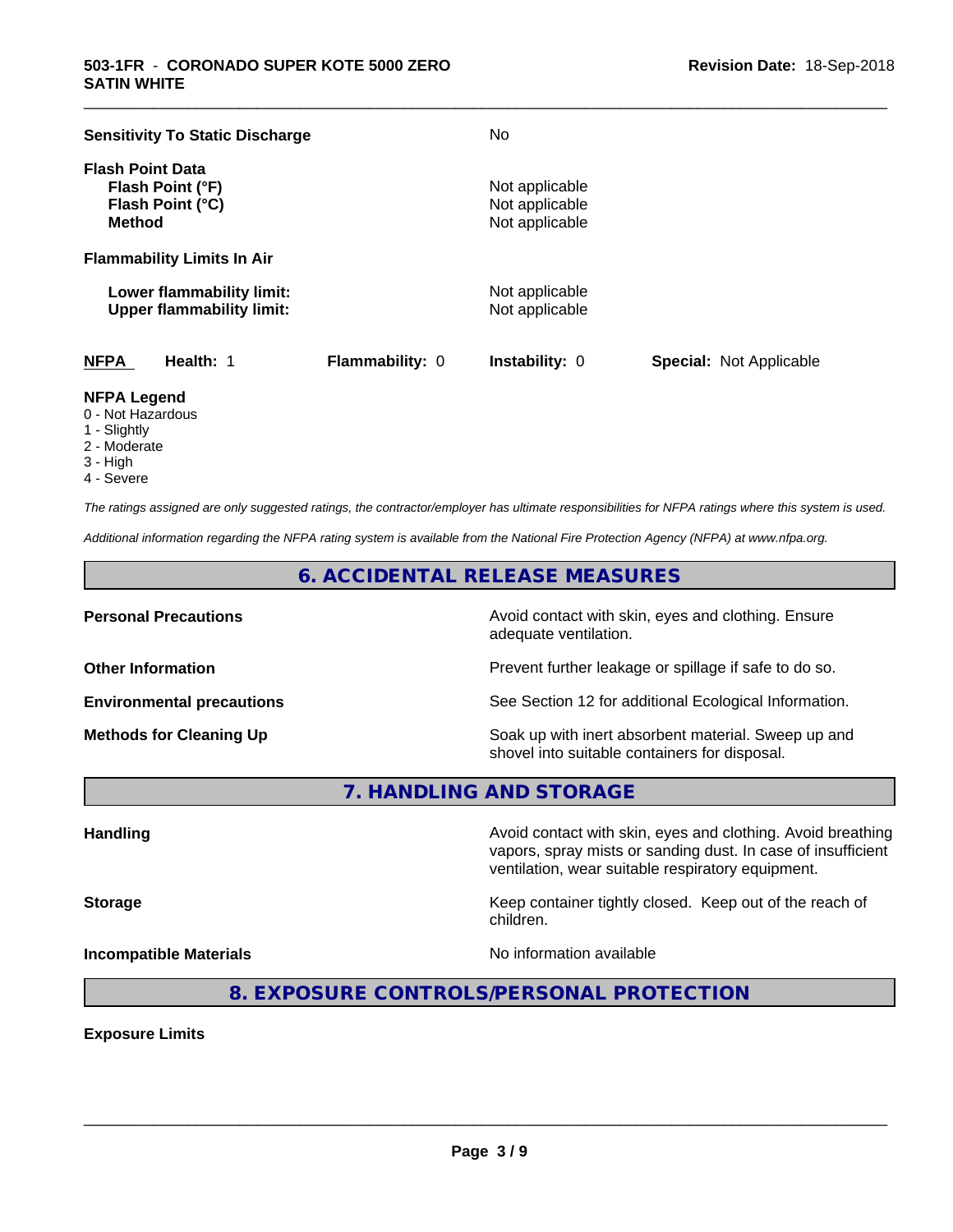**Sensitivity To Static Discharge** No

**Flash Point Data**

| | |
|---|---|
| **Flash Point (°F)** | Not applicable |
| **Flash Point (°C)** | Not applicable |
| **Method** | Not applicable |

**Flammability Limits In Air**

| | |
|---|---|
| **Lower flammability limit:** | Not applicable |
| **Upper flammability limit:** | Not applicable |

| **NFPA** | **Health:** 1 | **Flammability:** 0 | **Instability:** 0 | **Special:** Not Applicable |
|---|---|---|---|---|

**NFPA Legend**
- 0 - Not Hazardous
- 1 - Slightly
- 2 - Moderate
- 3 - High
- 4 - Severe

*The ratings assigned are only suggested ratings, the contractor/employer has ultimate responsibilities for NFPA ratings where this system is used.*

*Additional information regarding the NFPA rating system is available from the National Fire Protection Agency (NFPA) at www.nfpa.org.*

## 6. ACCIDENTAL RELEASE MEASURES

| | |
|---|---|
| **Personal Precautions** | Avoid contact with skin, eyes and clothing. Ensure adequate ventilation. |
| **Other Information** | Prevent further leakage or spillage if safe to do so. |
| **Environmental precautions** | See Section 12 for additional Ecological Information. |
| **Methods for Cleaning Up** | Soak up with inert absorbent material. Sweep up and shovel into suitable containers for disposal. |

## 7. HANDLING AND STORAGE

| | |
|---|---|
| **Handling** | Avoid contact with skin, eyes and clothing. Avoid breathing vapors, spray mists or sanding dust. In case of insufficient ventilation, wear suitable respiratory equipment. |
| **Storage** | Keep container tightly closed. Keep out of the reach of children. |
| **Incompatible Materials** | No information available |

## 8. EXPOSURE CONTROLS/PERSONAL PROTECTION

**Exposure Limits**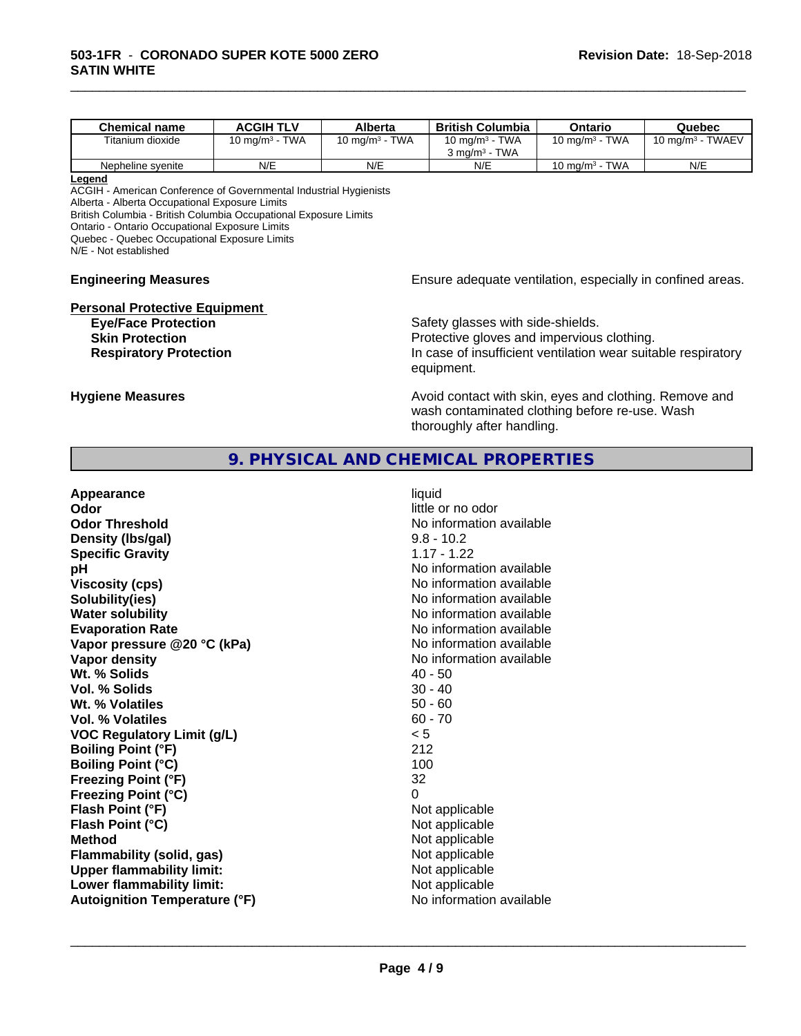| Chemical name | ACGIH TLV | Alberta | British Columbia | Ontario | Quebec |
|---|---|---|---|---|---|
| Titanium dioxide | 10 mg/m$^3$ - TWA | 10 mg/m$^3$ - TWA | 10 mg/m$^3$ - TWA<br>3 mg/m$^3$ - TWA | 10 mg/m$^3$ - TWA | 10 mg/m$^3$ - TWAEV |
| Nepheline syenite | N/E | N/E | N/E | 10 mg/m$^3$ - TWA | N/E |

**Legend**

ACGIH - American Conference of Governmental Industrial Hygienists
Alberta - Alberta Occupational Exposure Limits
British Columbia - British Columbia Occupational Exposure Limits
Ontario - Ontario Occupational Exposure Limits
Quebec - Quebec Occupational Exposure Limits
N/E - Not established

**Engineering Measures** Ensure adequate ventilation, especially in confined areas.

**Personal Protective Equipment**

**Eye/Face Protection** Safety glasses with side-shields.

**Skin Protection** Protective gloves and impervious clothing.

**Respiratory Protection** In case of insufficient ventilation wear suitable respiratory equipment.

**Hygiene Measures** Avoid contact with skin, eyes and clothing. Remove and wash contaminated clothing before re-use. Wash thoroughly after handling.

## 9. PHYSICAL AND CHEMICAL PROPERTIES

| | |
|---|---|
| **Appearance** | liquid |
| **Odor** | little or no odor |
| **Odor Threshold** | No information available |
| **Density (lbs/gal)** | 9.8 - 10.2 |
| **Specific Gravity** | 1.17 - 1.22 |
| **pH** | No information available |
| **Viscosity (cps)** | No information available |
| **Solubility(ies)** | No information available |
| **Water solubility** | No information available |
| **Evaporation Rate** | No information available |
| **Vapor pressure @20 °C (kPa)** | No information available |
| **Vapor density** | No information available |
| **Wt. % Solids** | 40 - 50 |
| **Vol. % Solids** | 30 - 40 |
| **Wt. % Volatiles** | 50 - 60 |
| **Vol. % Volatiles** | 60 - 70 |
| **VOC Regulatory Limit (g/L)** | < 5 |
| **Boiling Point (°F)** | 212 |
| **Boiling Point (°C)** | 100 |
| **Freezing Point (°F)** | 32 |
| **Freezing Point (°C)** | 0 |
| **Flash Point (°F)** | Not applicable |
| **Flash Point (°C)** | Not applicable |
| **Method** | Not applicable |
| **Flammability (solid, gas)** | Not applicable |
| **Upper flammability limit:** | Not applicable |
| **Lower flammability limit:** | Not applicable |
| **Autoignition Temperature (°F)** | No information available |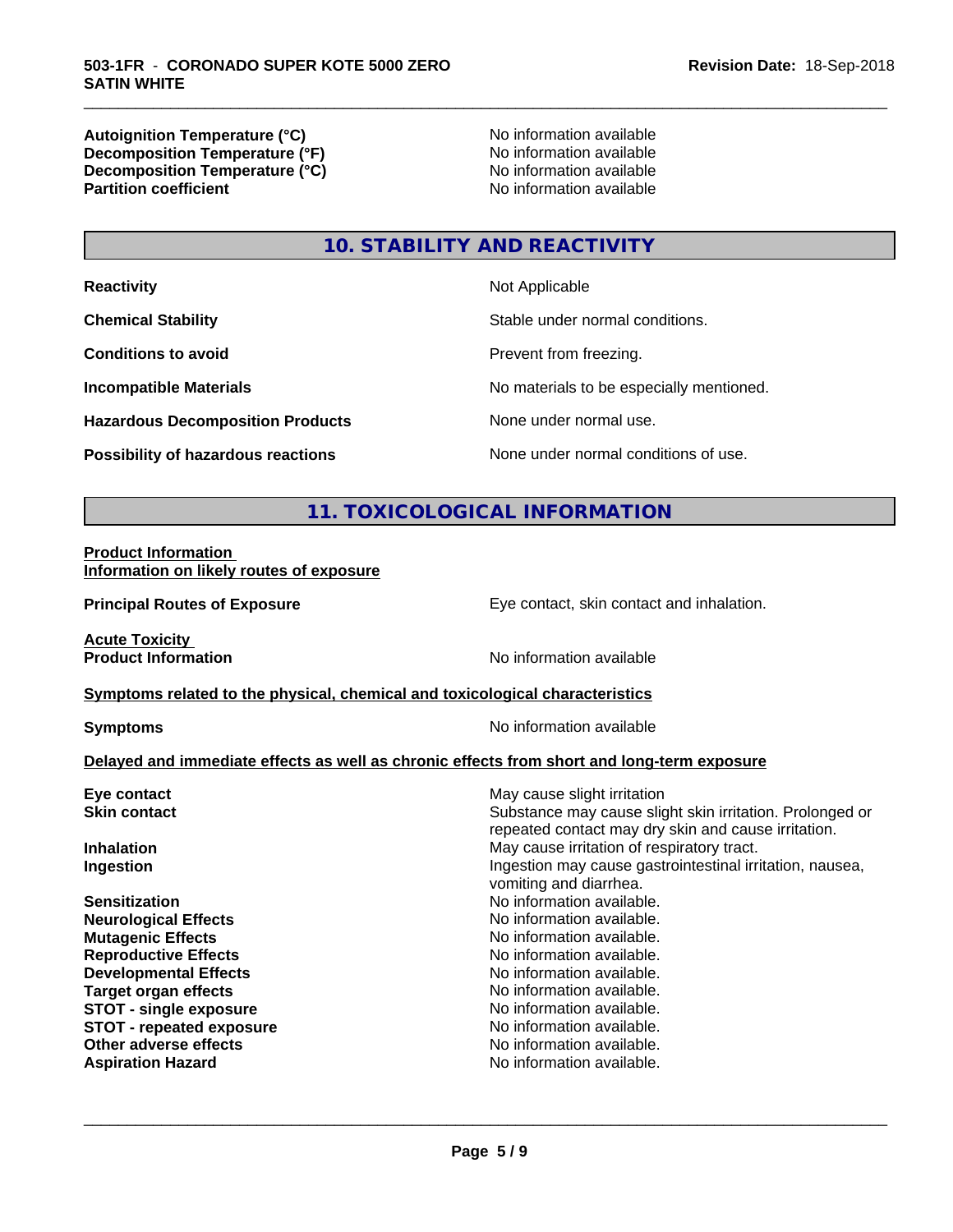| | |
|---|---|
| **Autoignition Temperature (°C)** | No information available |
| **Decomposition Temperature (°F)** | No information available |
| **Decomposition Temperature (°C)** | No information available |
| **Partition coefficient** | No information available |

## 10. STABILITY AND REACTIVITY

| | |
|---|---|
| **Reactivity** | Not Applicable |
| **Chemical Stability** | Stable under normal conditions. |
| **Conditions to avoid** | Prevent from freezing. |
| **Incompatible Materials** | No materials to be especially mentioned. |
| **Hazardous Decomposition Products** | None under normal use. |
| **Possibility of hazardous reactions** | None under normal conditions of use. |

## 11. TOXICOLOGICAL INFORMATION

**Product Information**
**Information on likely routes of exposure**

| | |
|---|---|
| **Principal Routes of Exposure** | Eye contact, skin contact and inhalation. |

**Acute Toxicity**

| | |
|---|---|
| **Product Information** | No information available |

**Symptoms related to the physical, chemical and toxicological characteristics**

| | |
|---|---|
| **Symptoms** | No information available |

**Delayed and immediate effects as well as chronic effects from short and long-term exposure**

| | |
|---|---|
| **Eye contact** | May cause slight irritation |
| **Skin contact** | Substance may cause slight skin irritation. Prolonged or repeated contact may dry skin and cause irritation. |
| **Inhalation** | May cause irritation of respiratory tract. |
| **Ingestion** | Ingestion may cause gastrointestinal irritation, nausea, vomiting and diarrhea. |
| **Sensitization** | No information available. |
| **Neurological Effects** | No information available. |
| **Mutagenic Effects** | No information available. |
| **Reproductive Effects** | No information available. |
| **Developmental Effects** | No information available. |
| **Target organ effects** | No information available. |
| **STOT - single exposure** | No information available. |
| **STOT - repeated exposure** | No information available. |
| **Other adverse effects** | No information available. |
| **Aspiration Hazard** | No information available. |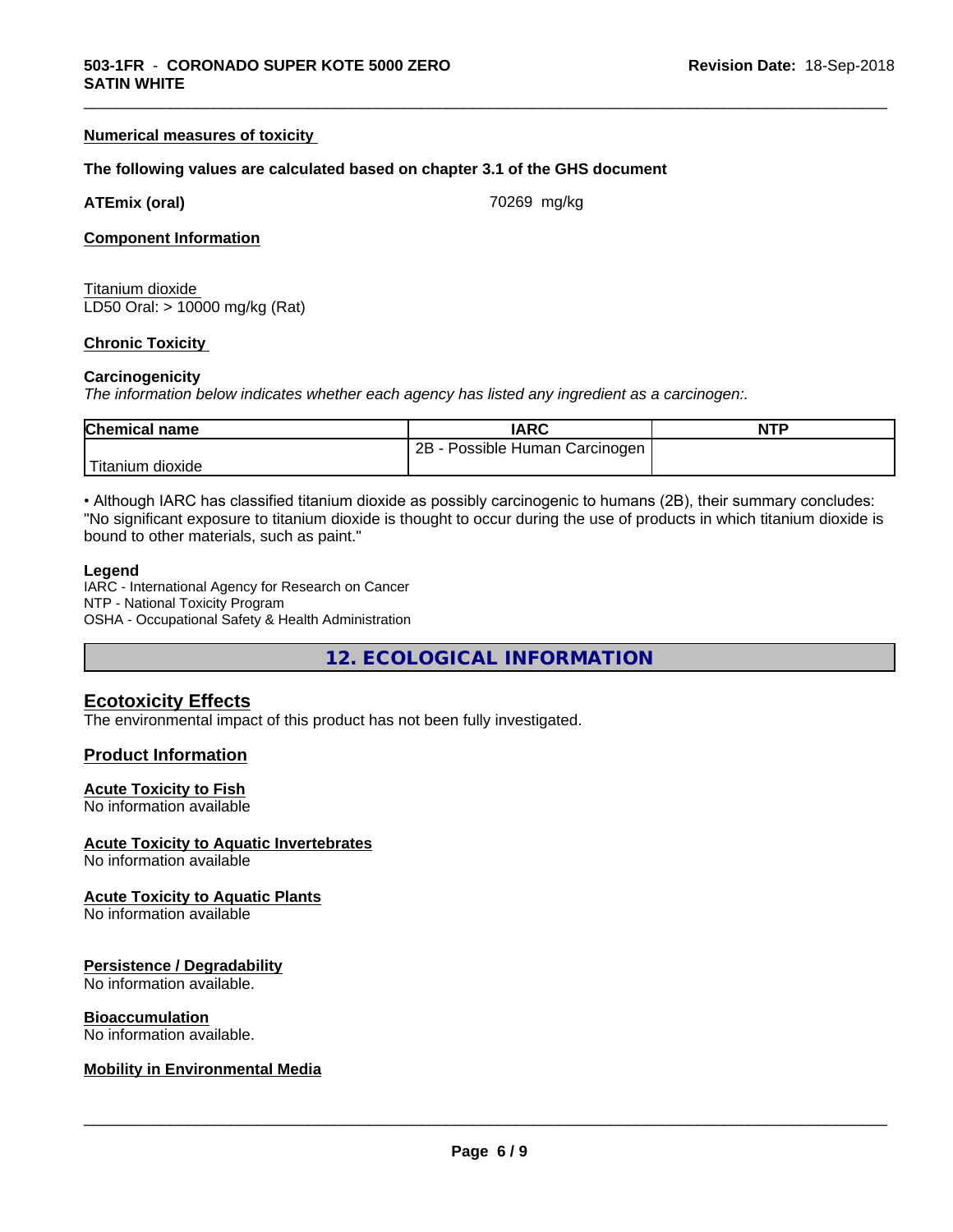#### Numerical measures of toxicity

**The following values are calculated based on chapter 3.1 of the GHS document**

**ATEmix (oral)** 70269 mg/kg

#### Component Information

Titanium dioxide
LD50 Oral: > 10000 mg/kg (Rat)

#### Chronic Toxicity

**Carcinogenicity**
*The information below indicates whether each agency has listed any ingredient as a carcinogen:.*

| Chemical name | IARC | NTP |
|---|---|---|
| Titanium dioxide | 2B - Possible Human Carcinogen | |

• Although IARC has classified titanium dioxide as possibly carcinogenic to humans (2B), their summary concludes: "No significant exposure to titanium dioxide is thought to occur during the use of products in which titanium dioxide is bound to other materials, such as paint."

**Legend**
IARC - International Agency for Research on Cancer
NTP - National Toxicity Program
OSHA - Occupational Safety & Health Administration

## 12. ECOLOGICAL INFORMATION

### Ecotoxicity Effects
The environmental impact of this product has not been fully investigated.

### Product Information

#### Acute Toxicity to Fish
No information available

#### Acute Toxicity to Aquatic Invertebrates
No information available

#### Acute Toxicity to Aquatic Plants
No information available

#### Persistence / Degradability
No information available.

#### Bioaccumulation
No information available.

#### Mobility in Environmental Media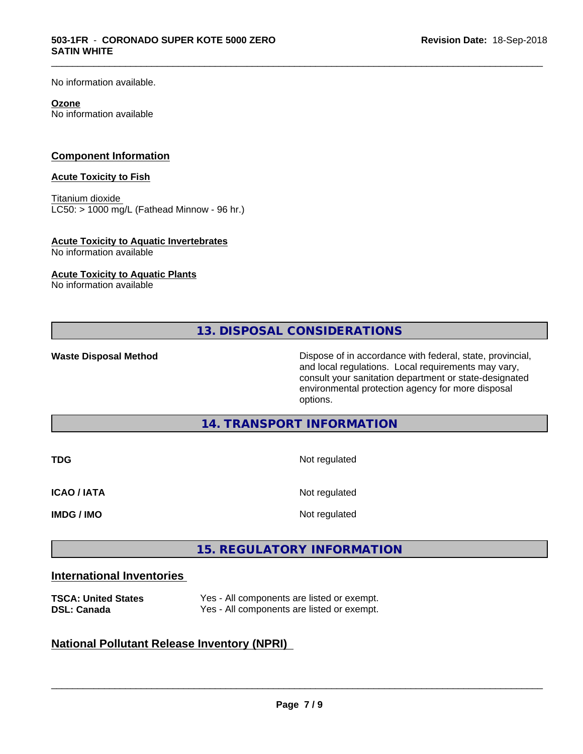No information available.

**Ozone**
No information available

## Component Information

**Acute Toxicity to Fish**

Titanium dioxide
LC50: > 1000 mg/L (Fathead Minnow - 96 hr.)

**Acute Toxicity to Aquatic Invertebrates**
No information available

**Acute Toxicity to Aquatic Plants**
No information available

# 13. DISPOSAL CONSIDERATIONS

| | |
|---|---|
| **Waste Disposal Method** | Dispose of in accordance with federal, state, provincial, and local regulations. Local requirements may vary, consult your sanitation department or state-designated environmental protection agency for more disposal options. |

# 14. TRANSPORT INFORMATION

| | |
|---|---|
| **TDG** | Not regulated |
| **ICAO / IATA** | Not regulated |
| **IMDG / IMO** | Not regulated |

# 15. REGULATORY INFORMATION

## International Inventories

| | |
|---|---|
| **TSCA: United States** | Yes - All components are listed or exempt. |
| **DSL: Canada** | Yes - All components are listed or exempt. |

## National Pollutant Release Inventory (NPRI)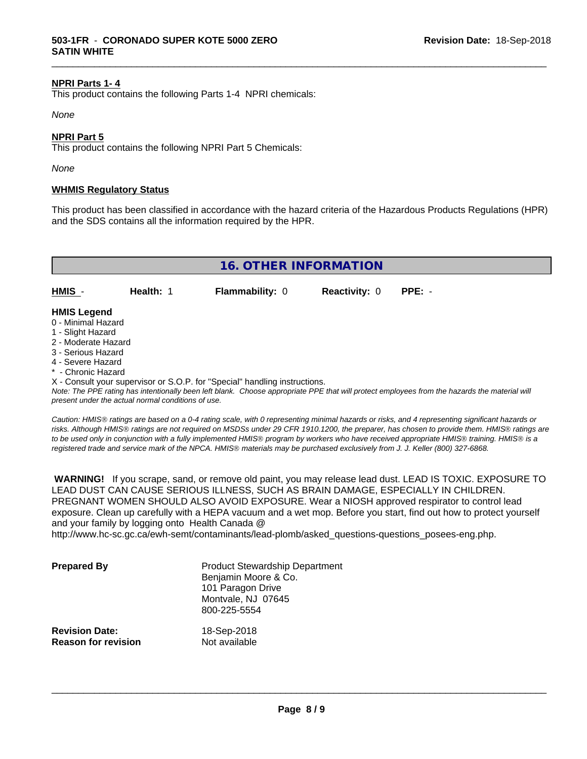**NPRI Parts 1- 4**

This product contains the following Parts 1-4 NPRI chemicals:

*None*

**NPRI Part 5**

This product contains the following NPRI Part 5 Chemicals:

*None*

**WHMIS Regulatory Status**

This product has been classified in accordance with the hazard criteria of the Hazardous Products Regulations (HPR) and the SDS contains all the information required by the HPR.

## 16. OTHER INFORMATION

| **HMIS** - | **Health:** 1 | **Flammability:** 0 | **Reactivity:** 0 | **PPE:** - |
|---|---|---|---|---|

**HMIS Legend**

0 - Minimal Hazard
1 - Slight Hazard
2 - Moderate Hazard
3 - Serious Hazard
4 - Severe Hazard
* - Chronic Hazard
X - Consult your supervisor or S.O.P. for "Special" handling instructions.

*Note: The PPE rating has intentionally been left blank. Choose appropriate PPE that will protect employees from the hazards the material will present under the actual normal conditions of use.*

*Caution: HMIS® ratings are based on a 0-4 rating scale, with 0 representing minimal hazards or risks, and 4 representing significant hazards or risks. Although HMIS® ratings are not required on MSDSs under 29 CFR 1910.1200, the preparer, has chosen to provide them. HMIS® ratings are to be used only in conjunction with a fully implemented HMIS® program by workers who have received appropriate HMIS® training. HMIS® is a registered trade and service mark of the NPCA. HMIS® materials may be purchased exclusively from J. J. Keller (800) 327-6868.*

**WARNING!** If you scrape, sand, or remove old paint, you may release lead dust. LEAD IS TOXIC. EXPOSURE TO LEAD DUST CAN CAUSE SERIOUS ILLNESS, SUCH AS BRAIN DAMAGE, ESPECIALLY IN CHILDREN. PREGNANT WOMEN SHOULD ALSO AVOID EXPOSURE. Wear a NIOSH approved respirator to control lead exposure. Clean up carefully with a HEPA vacuum and a wet mop. Before you start, find out how to protect yourself and your family by logging onto Health Canada @ http://www.hc-sc.gc.ca/ewh-semt/contaminants/lead-plomb/asked_questions-questions_posees-eng.php.

| | |
|---|---|
| **Prepared By** | Product Stewardship Department<br>Benjamin Moore & Co.<br>101 Paragon Drive<br>Montvale, NJ 07645<br>800-225-5554 |
| **Revision Date:** | 18-Sep-2018 |
| **Reason for revision** | Not available |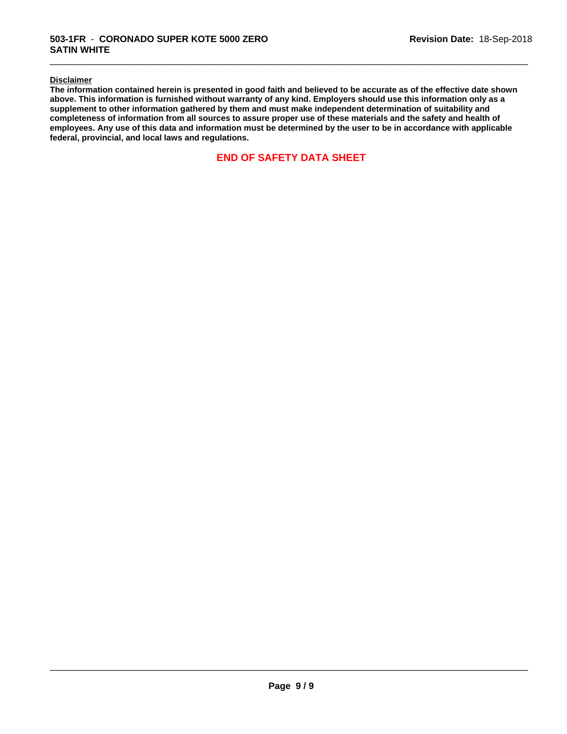**Disclaimer**

**The information contained herein is presented in good faith and believed to be accurate as of the effective date shown above. This information is furnished without warranty of any kind. Employers should use this information only as a supplement to other information gathered by them and must make independent determination of suitability and completeness of information from all sources to assure proper use of these materials and the safety and health of employees. Any use of this data and information must be determined by the user to be in accordance with applicable federal, provincial, and local laws and regulations.**

**END OF SAFETY DATA SHEET**